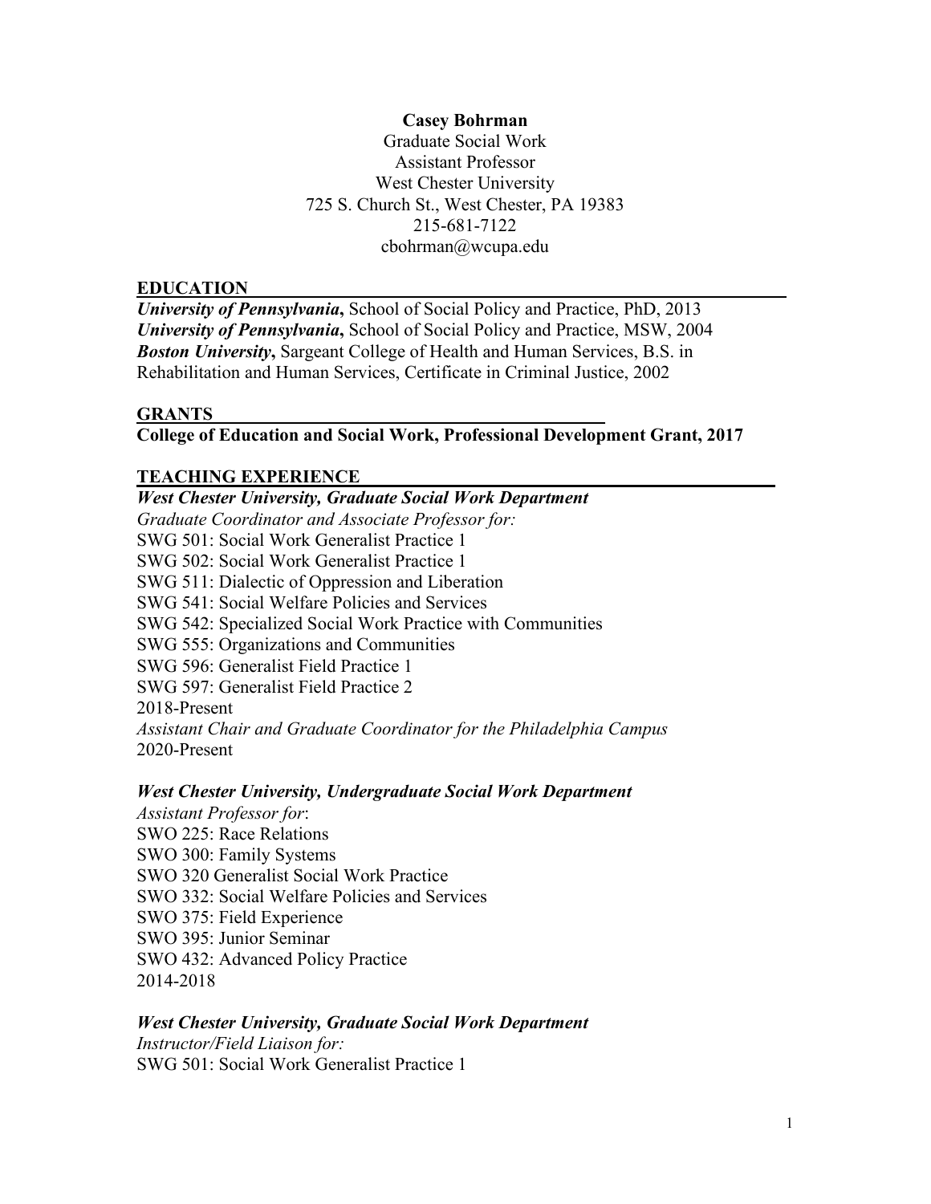**Casey Bohrman**
Graduate Social Work
Assistant Professor
West Chester University
725 S. Church St., West Chester, PA 19383
215-681-7122
cbohrman@wcupa.edu

## EDUCATION

***University of Pennsylvania*****,** School of Social Policy and Practice, PhD, 2013
***University of Pennsylvania*****,** School of Social Policy and Practice, MSW, 2004
***Boston University*****,** Sargeant College of Health and Human Services, B.S. in Rehabilitation and Human Services, Certificate in Criminal Justice, 2002

## GRANTS

**College of Education and Social Work, Professional Development Grant, 2017**

## TEACHING EXPERIENCE

***West Chester University, Graduate Social Work Department***
*Graduate Coordinator and Associate Professor for:*
SWG 501: Social Work Generalist Practice 1
SWG 502: Social Work Generalist Practice 1
SWG 511: Dialectic of Oppression and Liberation
SWG 541: Social Welfare Policies and Services
SWG 542: Specialized Social Work Practice with Communities
SWG 555: Organizations and Communities
SWG 596: Generalist Field Practice 1
SWG 597: Generalist Field Practice 2
2018-Present
*Assistant Chair and Graduate Coordinator for the Philadelphia Campus*
2020-Present

***West Chester University, Undergraduate Social Work Department***
*Assistant Professor for*:
SWO 225: Race Relations
SWO 300: Family Systems
SWO 320 Generalist Social Work Practice
SWO 332: Social Welfare Policies and Services
SWO 375: Field Experience
SWO 395: Junior Seminar
SWO 432: Advanced Policy Practice
2014-2018

***West Chester University, Graduate Social Work Department***
*Instructor/Field Liaison for:*
SWG 501: Social Work Generalist Practice 1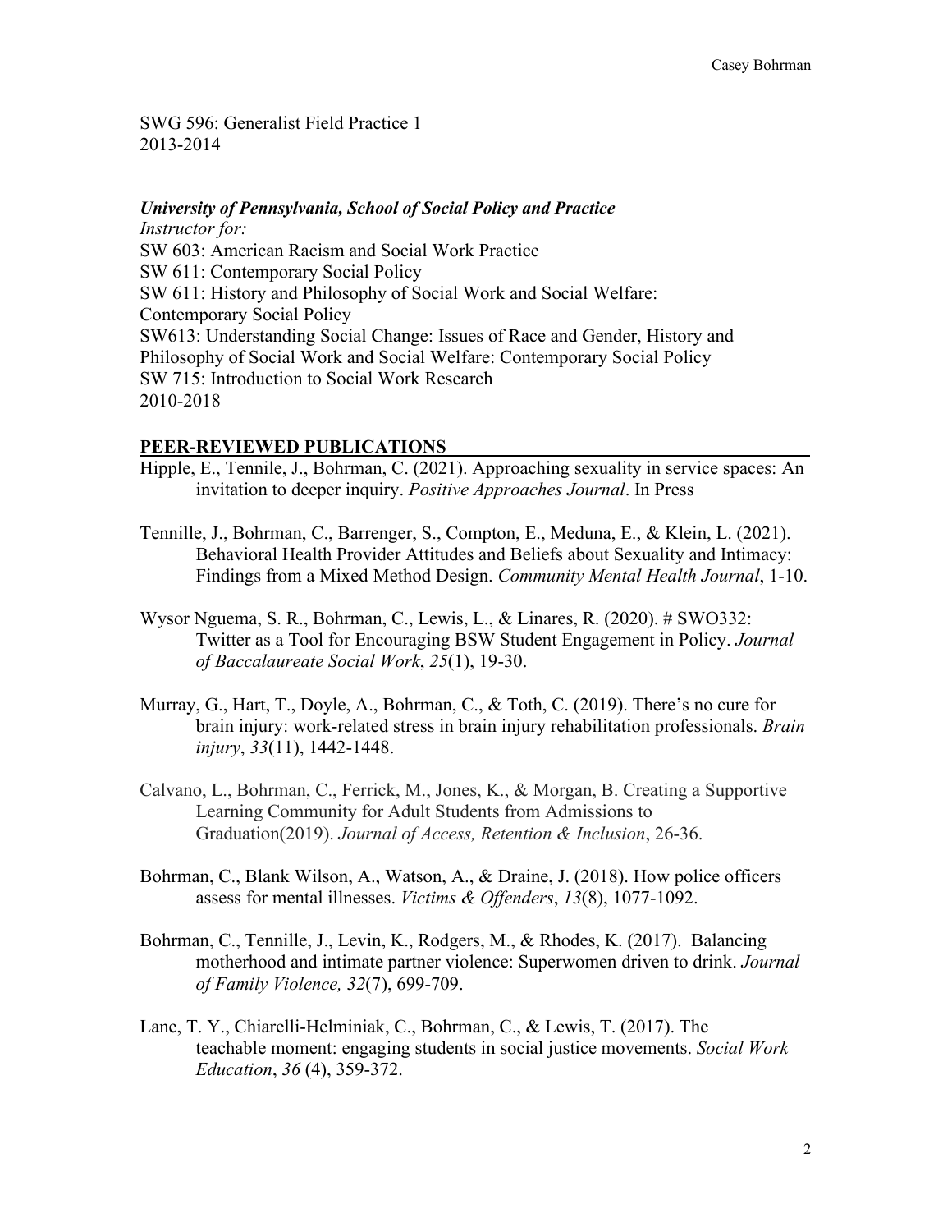SWG 596: Generalist Field Practice 1
2013-2014

***University of Pennsylvania, School of Social Policy and Practice***
*Instructor for:*
SW 603: American Racism and Social Work Practice
SW 611: Contemporary Social Policy
SW 611: History and Philosophy of Social Work and Social Welfare: Contemporary Social Policy
SW613: Understanding Social Change: Issues of Race and Gender, History and Philosophy of Social Work and Social Welfare: Contemporary Social Policy
SW 715: Introduction to Social Work Research
2010-2018

## PEER-REVIEWED PUBLICATIONS

Hipple, E., Tennile, J., Bohrman, C. (2021). Approaching sexuality in service spaces: An invitation to deeper inquiry. *Positive Approaches Journal*. In Press

Tennille, J., Bohrman, C., Barrenger, S., Compton, E., Meduna, E., & Klein, L. (2021). Behavioral Health Provider Attitudes and Beliefs about Sexuality and Intimacy: Findings from a Mixed Method Design. *Community Mental Health Journal*, 1-10.

Wysor Nguema, S. R., Bohrman, C., Lewis, L., & Linares, R. (2020). # SWO332: Twitter as a Tool for Encouraging BSW Student Engagement in Policy. *Journal of Baccalaureate Social Work*, *25*(1), 19-30.

Murray, G., Hart, T., Doyle, A., Bohrman, C., & Toth, C. (2019). There's no cure for brain injury: work-related stress in brain injury rehabilitation professionals. *Brain injury*, *33*(11), 1442-1448.

Calvano, L., Bohrman, C., Ferrick, M., Jones, K., & Morgan, B. Creating a Supportive Learning Community for Adult Students from Admissions to Graduation(2019). *Journal of Access, Retention & Inclusion*, 26-36.

Bohrman, C., Blank Wilson, A., Watson, A., & Draine, J. (2018). How police officers assess for mental illnesses. *Victims & Offenders*, *13*(8), 1077-1092.

Bohrman, C., Tennille, J., Levin, K., Rodgers, M., & Rhodes, K. (2017). Balancing motherhood and intimate partner violence: Superwomen driven to drink. *Journal of Family Violence, 32*(7), 699-709.

Lane, T. Y., Chiarelli-Helminiak, C., Bohrman, C., & Lewis, T. (2017). The teachable moment: engaging students in social justice movements. *Social Work Education*, *36* (4), 359-372.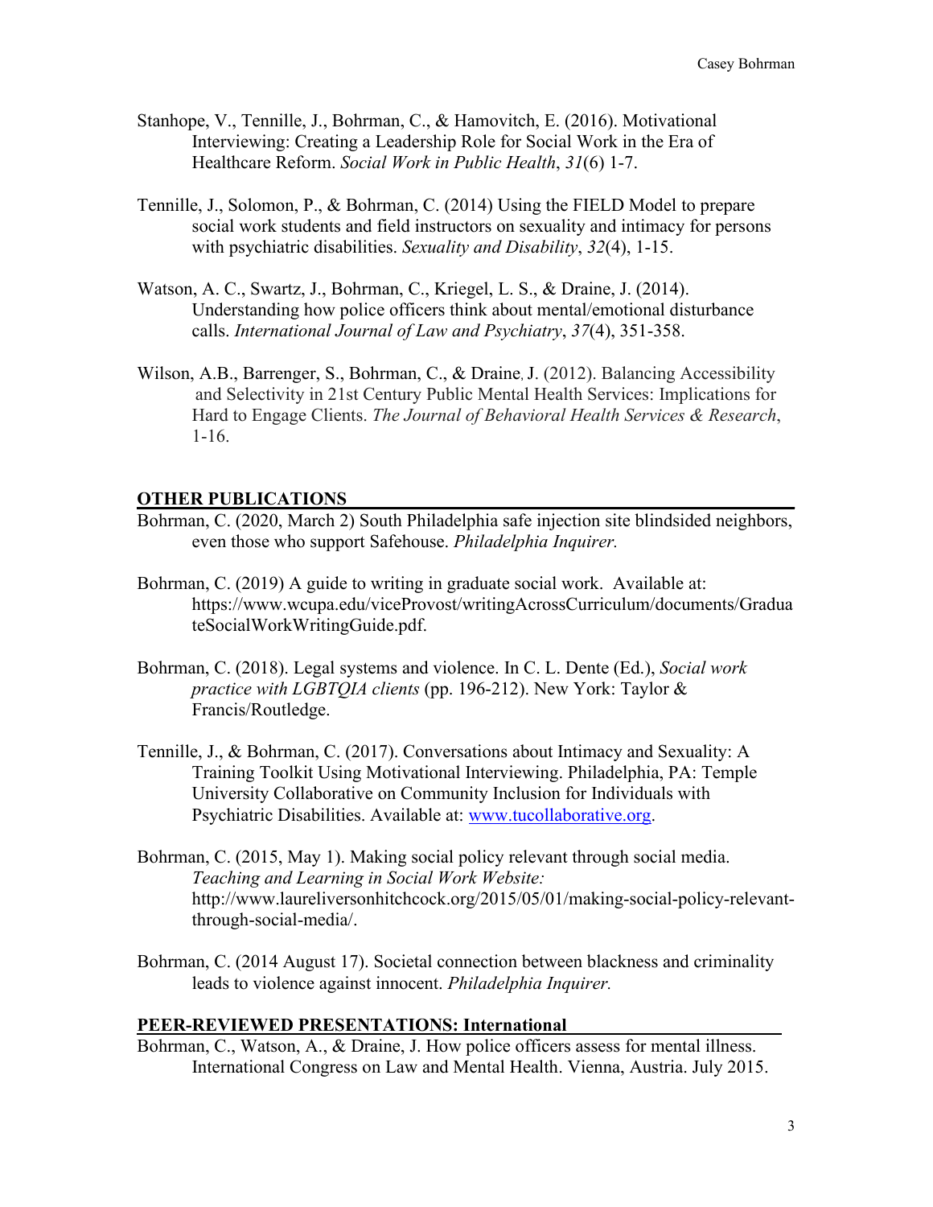Stanhope, V., Tennille, J., Bohrman, C., & Hamovitch, E. (2016). Motivational Interviewing: Creating a Leadership Role for Social Work in the Era of Healthcare Reform. *Social Work in Public Health*, *31*(6) 1-7.

Tennille, J., Solomon, P., & Bohrman, C. (2014) Using the FIELD Model to prepare social work students and field instructors on sexuality and intimacy for persons with psychiatric disabilities. *Sexuality and Disability*, *32*(4), 1-15.

Watson, A. C., Swartz, J., Bohrman, C., Kriegel, L. S., & Draine, J. (2014). Understanding how police officers think about mental/emotional disturbance calls. *International Journal of Law and Psychiatry*, *37*(4), 351-358.

Wilson, A.B., Barrenger, S., Bohrman, C., & Draine, J. (2012). Balancing Accessibility and Selectivity in 21st Century Public Mental Health Services: Implications for Hard to Engage Clients. *The Journal of Behavioral Health Services & Research*, 1-16.

## OTHER PUBLICATIONS

Bohrman, C. (2020, March 2) South Philadelphia safe injection site blindsided neighbors, even those who support Safehouse. *Philadelphia Inquirer.*

Bohrman, C. (2019) A guide to writing in graduate social work. Available at: https://www.wcupa.edu/viceProvost/writingAcrossCurriculum/documents/GraduateSocialWorkWritingGuide.pdf.

Bohrman, C. (2018). Legal systems and violence. In C. L. Dente (Ed.), *Social work practice with LGBTQIA clients* (pp. 196-212). New York: Taylor & Francis/Routledge.

Tennille, J., & Bohrman, C. (2017). Conversations about Intimacy and Sexuality: A Training Toolkit Using Motivational Interviewing. Philadelphia, PA: Temple University Collaborative on Community Inclusion for Individuals with Psychiatric Disabilities. Available at: www.tucollaborative.org.

Bohrman, C. (2015, May 1). Making social policy relevant through social media. *Teaching and Learning in Social Work Website:* http://www.laureliversonhitchcock.org/2015/05/01/making-social-policy-relevant-through-social-media/.

Bohrman, C. (2014 August 17). Societal connection between blackness and criminality leads to violence against innocent. *Philadelphia Inquirer.*

## PEER-REVIEWED PRESENTATIONS: International

Bohrman, C., Watson, A., & Draine, J. How police officers assess for mental illness. International Congress on Law and Mental Health. Vienna, Austria. July 2015.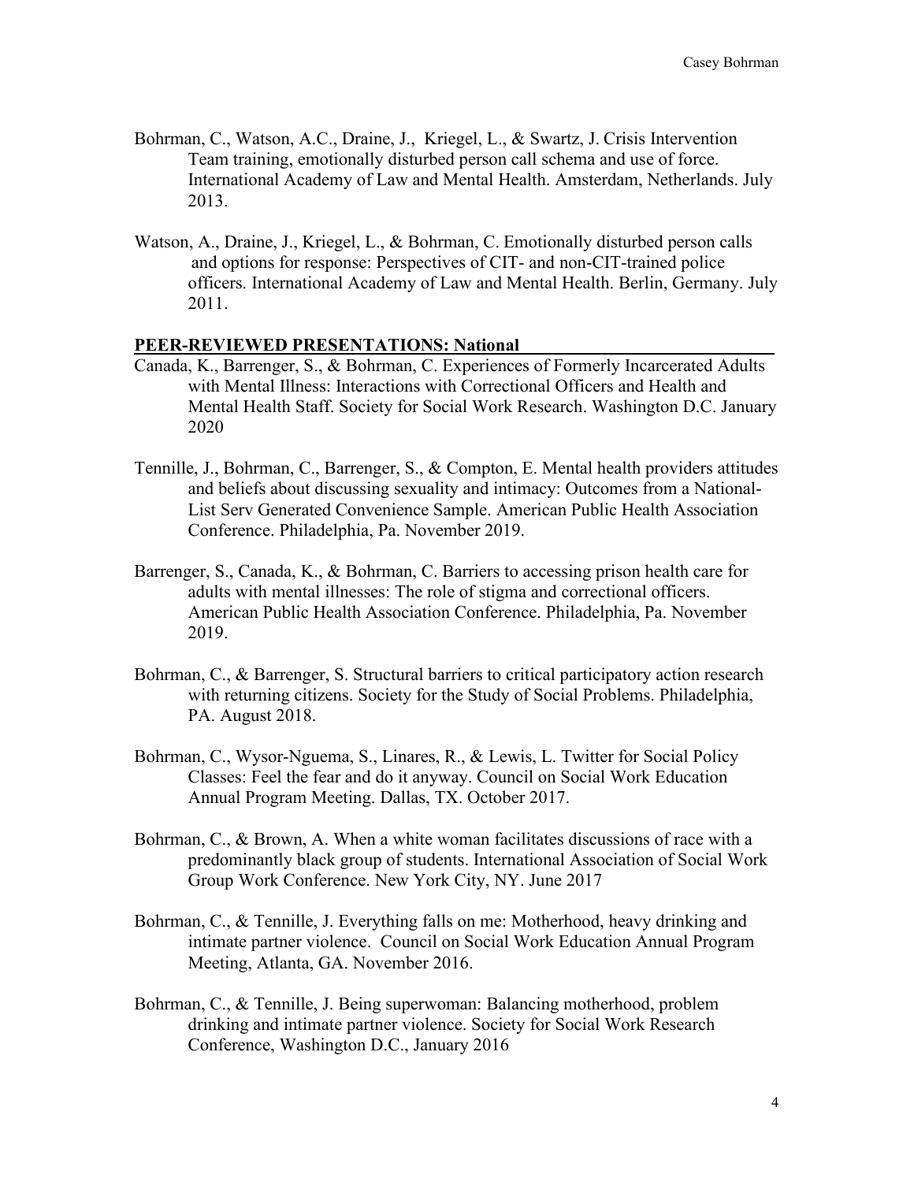Bohrman, C., Watson, A.C., Draine, J., Kriegel, L., & Swartz, J. Crisis Intervention Team training, emotionally disturbed person call schema and use of force. International Academy of Law and Mental Health. Amsterdam, Netherlands. July 2013.

Watson, A., Draine, J., Kriegel, L., & Bohrman, C. Emotionally disturbed person calls and options for response: Perspectives of CIT- and non-CIT-trained police officers. International Academy of Law and Mental Health. Berlin, Germany. July 2011.

## PEER-REVIEWED PRESENTATIONS: National

Canada, K., Barrenger, S., & Bohrman, C. Experiences of Formerly Incarcerated Adults with Mental Illness: Interactions with Correctional Officers and Health and Mental Health Staff. Society for Social Work Research. Washington D.C. January 2020

Tennille, J., Bohrman, C., Barrenger, S., & Compton, E. Mental health providers attitudes and beliefs about discussing sexuality and intimacy: Outcomes from a National-List Serv Generated Convenience Sample. American Public Health Association Conference. Philadelphia, Pa. November 2019.

Barrenger, S., Canada, K., & Bohrman, C. Barriers to accessing prison health care for adults with mental illnesses: The role of stigma and correctional officers. American Public Health Association Conference. Philadelphia, Pa. November 2019.

Bohrman, C., & Barrenger, S. Structural barriers to critical participatory action research with returning citizens. Society for the Study of Social Problems. Philadelphia, PA. August 2018.

Bohrman, C., Wysor-Nguema, S., Linares, R., & Lewis, L. Twitter for Social Policy Classes: Feel the fear and do it anyway. Council on Social Work Education Annual Program Meeting. Dallas, TX. October 2017.

Bohrman, C., & Brown, A. When a white woman facilitates discussions of race with a predominantly black group of students. International Association of Social Work Group Work Conference. New York City, NY. June 2017

Bohrman, C., & Tennille, J. Everything falls on me: Motherhood, heavy drinking and intimate partner violence. Council on Social Work Education Annual Program Meeting, Atlanta, GA. November 2016.

Bohrman, C., & Tennille, J. Being superwoman: Balancing motherhood, problem drinking and intimate partner violence. Society for Social Work Research Conference, Washington D.C., January 2016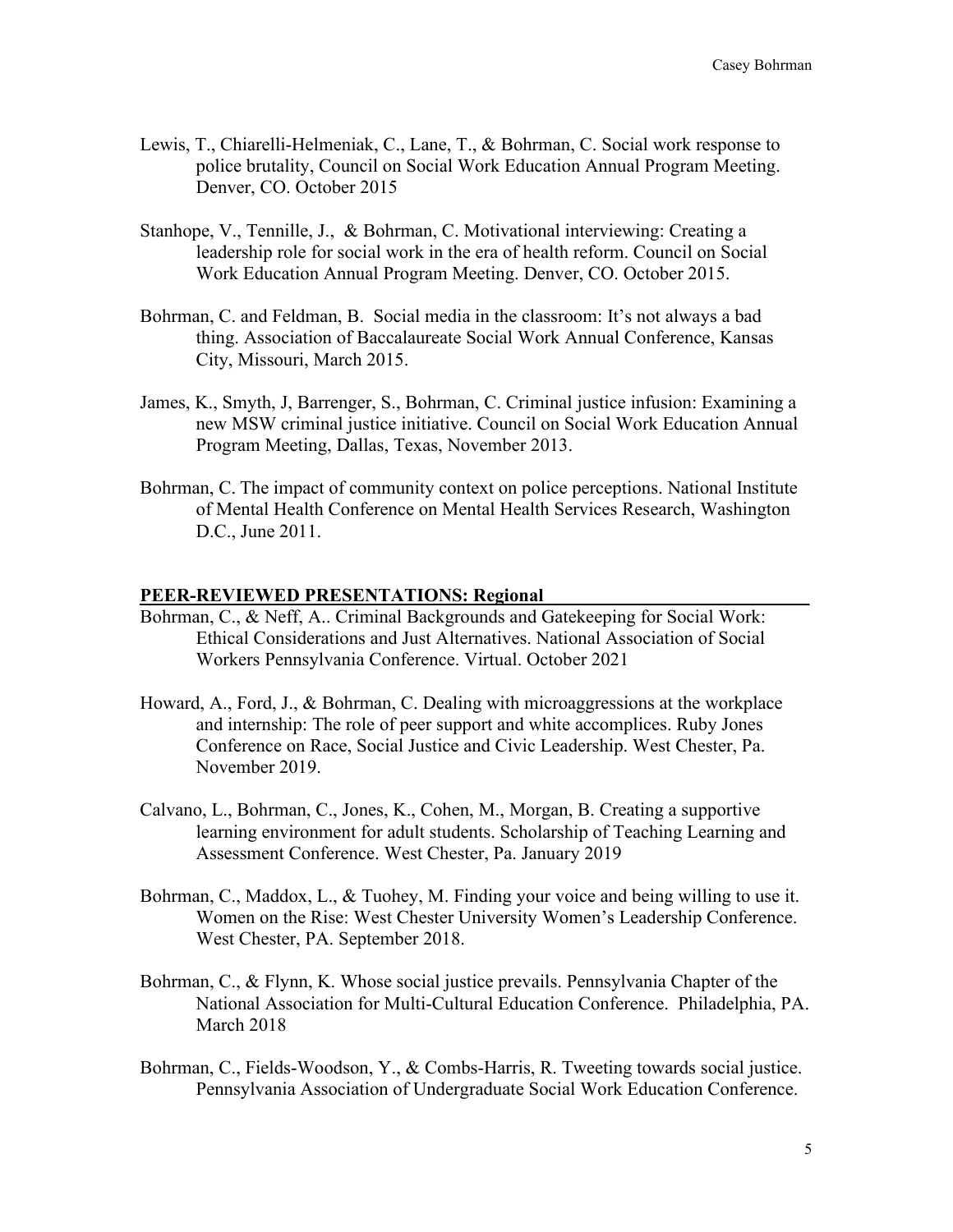Lewis, T., Chiarelli-Helmeniak, C., Lane, T., & Bohrman, C. Social work response to police brutality, Council on Social Work Education Annual Program Meeting. Denver, CO. October 2015

Stanhope, V., Tennille, J., & Bohrman, C. Motivational interviewing: Creating a leadership role for social work in the era of health reform. Council on Social Work Education Annual Program Meeting. Denver, CO. October 2015.

Bohrman, C. and Feldman, B. Social media in the classroom: It's not always a bad thing. Association of Baccalaureate Social Work Annual Conference, Kansas City, Missouri, March 2015.

James, K., Smyth, J, Barrenger, S., Bohrman, C. Criminal justice infusion: Examining a new MSW criminal justice initiative. Council on Social Work Education Annual Program Meeting, Dallas, Texas, November 2013.

Bohrman, C. The impact of community context on police perceptions. National Institute of Mental Health Conference on Mental Health Services Research, Washington D.C., June 2011.

## PEER-REVIEWED PRESENTATIONS: Regional

Bohrman, C., & Neff, A.. Criminal Backgrounds and Gatekeeping for Social Work: Ethical Considerations and Just Alternatives. National Association of Social Workers Pennsylvania Conference. Virtual. October 2021

Howard, A., Ford, J., & Bohrman, C. Dealing with microaggressions at the workplace and internship: The role of peer support and white accomplices. Ruby Jones Conference on Race, Social Justice and Civic Leadership. West Chester, Pa. November 2019.

Calvano, L., Bohrman, C., Jones, K., Cohen, M., Morgan, B. Creating a supportive learning environment for adult students. Scholarship of Teaching Learning and Assessment Conference. West Chester, Pa. January 2019

Bohrman, C., Maddox, L., & Tuohey, M. Finding your voice and being willing to use it. Women on the Rise: West Chester University Women's Leadership Conference. West Chester, PA. September 2018.

Bohrman, C., & Flynn, K. Whose social justice prevails. Pennsylvania Chapter of the National Association for Multi-Cultural Education Conference. Philadelphia, PA. March 2018

Bohrman, C., Fields-Woodson, Y., & Combs-Harris, R. Tweeting towards social justice. Pennsylvania Association of Undergraduate Social Work Education Conference.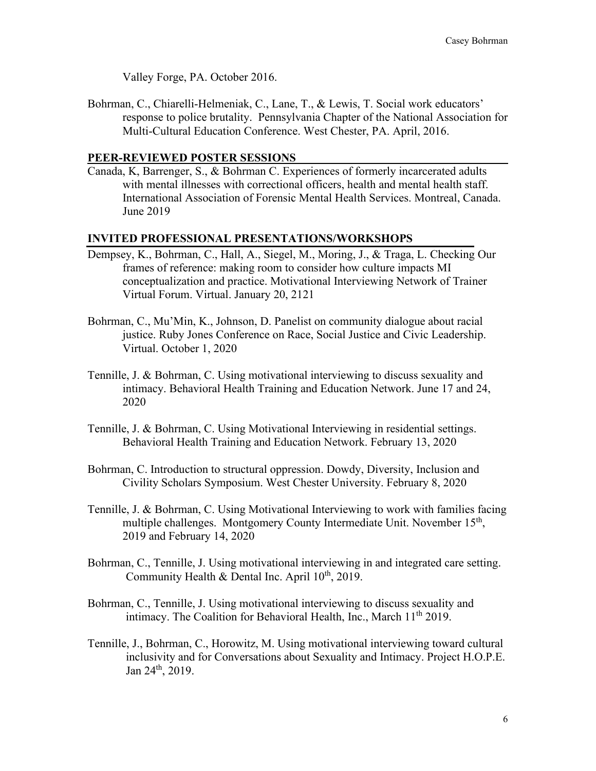Valley Forge, PA. October 2016.

Bohrman, C., Chiarelli-Helmeniak, C., Lane, T., & Lewis, T. Social work educators' response to police brutality. Pennsylvania Chapter of the National Association for Multi-Cultural Education Conference. West Chester, PA. April, 2016.

## PEER-REVIEWED POSTER SESSIONS

Canada, K, Barrenger, S., & Bohrman C. Experiences of formerly incarcerated adults with mental illnesses with correctional officers, health and mental health staff. International Association of Forensic Mental Health Services. Montreal, Canada. June 2019

## INVITED PROFESSIONAL PRESENTATIONS/WORKSHOPS

Dempsey, K., Bohrman, C., Hall, A., Siegel, M., Moring, J., & Traga, L. Checking Our frames of reference: making room to consider how culture impacts MI conceptualization and practice. Motivational Interviewing Network of Trainer Virtual Forum. Virtual. January 20, 2121

Bohrman, C., Mu'Min, K., Johnson, D. Panelist on community dialogue about racial justice. Ruby Jones Conference on Race, Social Justice and Civic Leadership. Virtual. October 1, 2020

Tennille, J. & Bohrman, C. Using motivational interviewing to discuss sexuality and intimacy. Behavioral Health Training and Education Network. June 17 and 24, 2020

Tennille, J. & Bohrman, C. Using Motivational Interviewing in residential settings. Behavioral Health Training and Education Network. February 13, 2020

Bohrman, C. Introduction to structural oppression. Dowdy, Diversity, Inclusion and Civility Scholars Symposium. West Chester University. February 8, 2020

Tennille, J. & Bohrman, C. Using Motivational Interviewing to work with families facing multiple challenges. Montgomery County Intermediate Unit. November 15th, 2019 and February 14, 2020

Bohrman, C., Tennille, J. Using motivational interviewing in and integrated care setting. Community Health & Dental Inc. April 10th, 2019.

Bohrman, C., Tennille, J. Using motivational interviewing to discuss sexuality and intimacy. The Coalition for Behavioral Health, Inc., March 11th 2019.

Tennille, J., Bohrman, C., Horowitz, M. Using motivational interviewing toward cultural inclusivity and for Conversations about Sexuality and Intimacy. Project H.O.P.E. Jan 24th, 2019.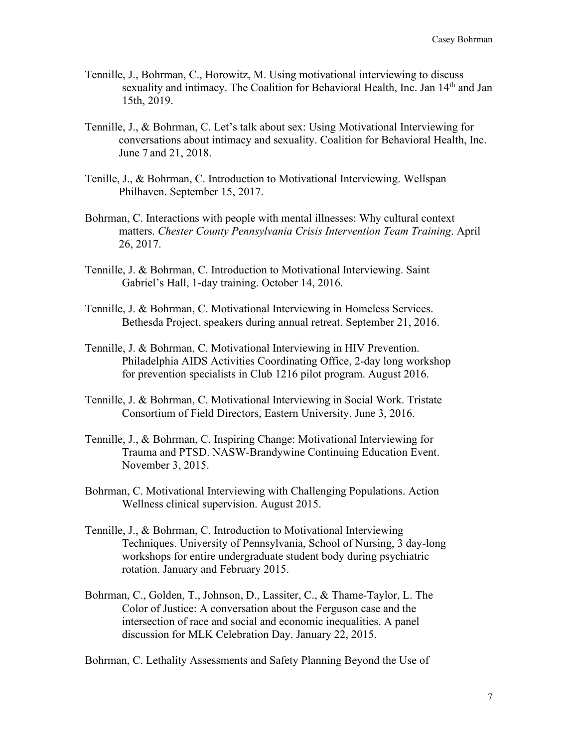Tennille, J., Bohrman, C., Horowitz, M. Using motivational interviewing to discuss sexuality and intimacy. The Coalition for Behavioral Health, Inc. Jan 14th and Jan 15th, 2019.

Tennille, J., & Bohrman, C. Let's talk about sex: Using Motivational Interviewing for conversations about intimacy and sexuality. Coalition for Behavioral Health, Inc. June 7 and 21, 2018.

Tenille, J., & Bohrman, C. Introduction to Motivational Interviewing. Wellspan Philhaven. September 15, 2017.

Bohrman, C. Interactions with people with mental illnesses: Why cultural context matters. *Chester County Pennsylvania Crisis Intervention Team Training*. April 26, 2017.

Tennille, J. & Bohrman, C. Introduction to Motivational Interviewing. Saint Gabriel's Hall, 1-day training. October 14, 2016.

Tennille, J. & Bohrman, C. Motivational Interviewing in Homeless Services. Bethesda Project, speakers during annual retreat. September 21, 2016.

Tennille, J. & Bohrman, C. Motivational Interviewing in HIV Prevention. Philadelphia AIDS Activities Coordinating Office, 2-day long workshop for prevention specialists in Club 1216 pilot program. August 2016.

Tennille, J. & Bohrman, C. Motivational Interviewing in Social Work. Tristate Consortium of Field Directors, Eastern University. June 3, 2016.

Tennille, J., & Bohrman, C. Inspiring Change: Motivational Interviewing for Trauma and PTSD. NASW-Brandywine Continuing Education Event. November 3, 2015.

Bohrman, C. Motivational Interviewing with Challenging Populations. Action Wellness clinical supervision. August 2015.

Tennille, J., & Bohrman, C. Introduction to Motivational Interviewing Techniques. University of Pennsylvania, School of Nursing, 3 day-long workshops for entire undergraduate student body during psychiatric rotation. January and February 2015.

Bohrman, C., Golden, T., Johnson, D., Lassiter, C., & Thame-Taylor, L. The Color of Justice: A conversation about the Ferguson case and the intersection of race and social and economic inequalities. A panel discussion for MLK Celebration Day. January 22, 2015.

Bohrman, C. Lethality Assessments and Safety Planning Beyond the Use of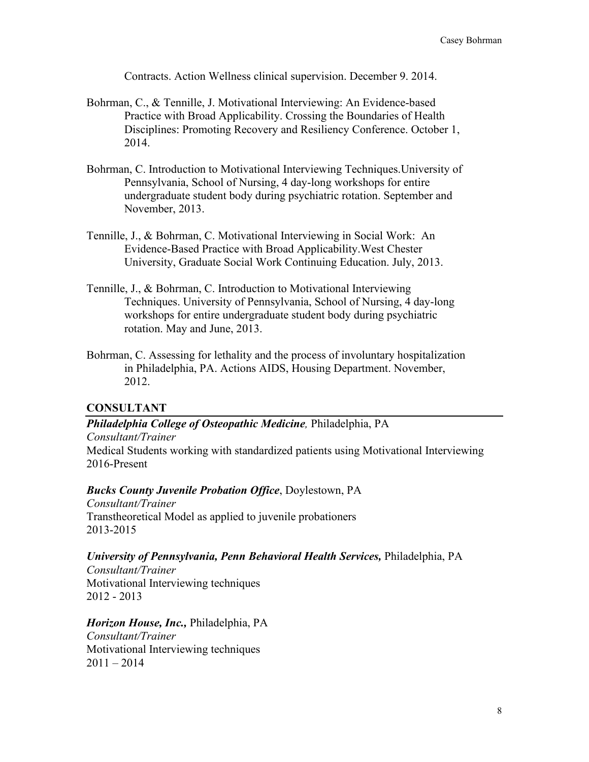Contracts. Action Wellness clinical supervision. December 9. 2014.

Bohrman, C., & Tennille, J. Motivational Interviewing: An Evidence-based Practice with Broad Applicability. Crossing the Boundaries of Health Disciplines: Promoting Recovery and Resiliency Conference. October 1, 2014.

Bohrman, C. Introduction to Motivational Interviewing Techniques.University of Pennsylvania, School of Nursing, 4 day-long workshops for entire undergraduate student body during psychiatric rotation. September and November, 2013.

Tennille, J., & Bohrman, C. Motivational Interviewing in Social Work: An Evidence-Based Practice with Broad Applicability.West Chester University, Graduate Social Work Continuing Education. July, 2013.

Tennille, J., & Bohrman, C. Introduction to Motivational Interviewing Techniques. University of Pennsylvania, School of Nursing, 4 day-long workshops for entire undergraduate student body during psychiatric rotation. May and June, 2013.

Bohrman, C. Assessing for lethality and the process of involuntary hospitalization in Philadelphia, PA. Actions AIDS, Housing Department. November, 2012.

## CONSULTANT

***Philadelphia College of Osteopathic Medicine,*** Philadelphia, PA
*Consultant/Trainer*
Medical Students working with standardized patients using Motivational Interviewing
2016-Present

***Bucks County Juvenile Probation Office***, Doylestown, PA
*Consultant/Trainer*
Transtheoretical Model as applied to juvenile probationers
2013-2015

***University of Pennsylvania, Penn Behavioral Health Services,*** Philadelphia, PA
*Consultant/Trainer*
Motivational Interviewing techniques
2012 - 2013

***Horizon House, Inc.,*** Philadelphia, PA
*Consultant/Trainer*
Motivational Interviewing techniques
2011 – 2014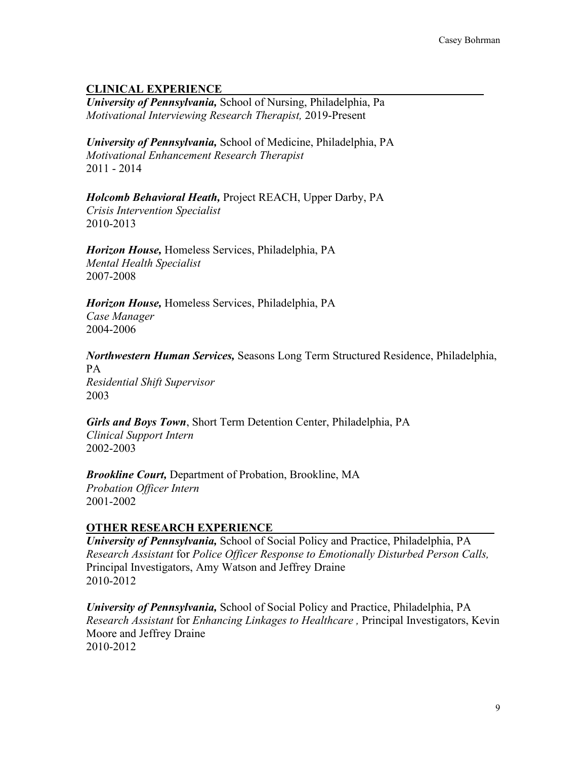## CLINICAL EXPERIENCE

***University of Pennsylvania,*** School of Nursing, Philadelphia, Pa
*Motivational Interviewing Research Therapist,* 2019-Present

***University of Pennsylvania,*** School of Medicine, Philadelphia, PA
*Motivational Enhancement Research Therapist*
2011 - 2014

***Holcomb Behavioral Heath,*** Project REACH, Upper Darby, PA
*Crisis Intervention Specialist*
2010-2013

***Horizon House,*** Homeless Services, Philadelphia, PA
*Mental Health Specialist*
2007-2008

***Horizon House,*** Homeless Services, Philadelphia, PA
*Case Manager*
2004-2006

***Northwestern Human Services,*** Seasons Long Term Structured Residence, Philadelphia, PA
*Residential Shift Supervisor*
2003

***Girls and Boys Town***, Short Term Detention Center, Philadelphia, PA
*Clinical Support Intern*
2002-2003

***Brookline Court,*** Department of Probation, Brookline, MA
*Probation Officer Intern*
2001-2002

## OTHER RESEARCH EXPERIENCE

***University of Pennsylvania,*** School of Social Policy and Practice, Philadelphia, PA
*Research Assistant* for *Police Officer Response to Emotionally Disturbed Person Calls,* Principal Investigators, Amy Watson and Jeffrey Draine
2010-2012

***University of Pennsylvania,*** School of Social Policy and Practice, Philadelphia, PA
*Research Assistant* for *Enhancing Linkages to Healthcare ,* Principal Investigators, Kevin Moore and Jeffrey Draine
2010-2012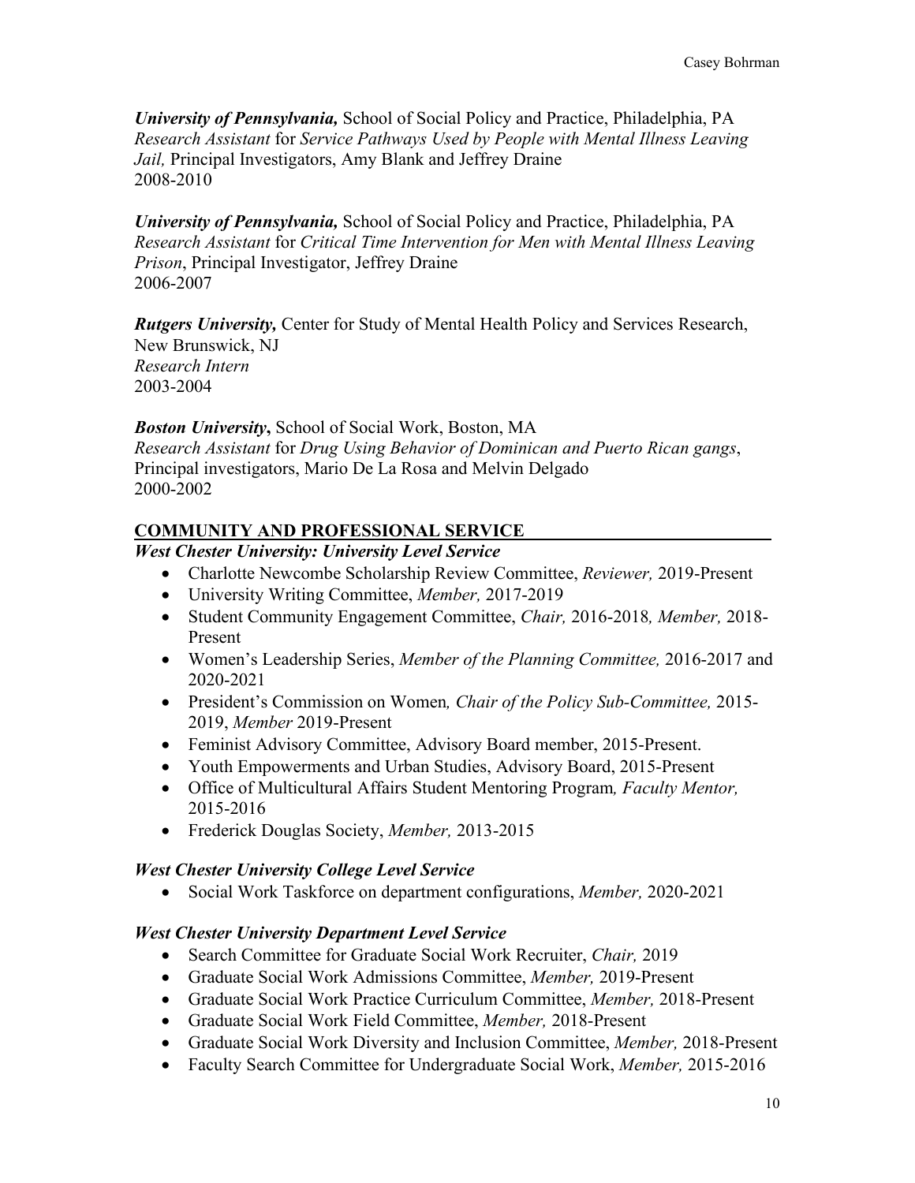***University of Pennsylvania,*** School of Social Policy and Practice, Philadelphia, PA
*Research Assistant* for *Service Pathways Used by People with Mental Illness Leaving Jail,* Principal Investigators, Amy Blank and Jeffrey Draine
2008-2010

***University of Pennsylvania,*** School of Social Policy and Practice, Philadelphia, PA
*Research Assistant* for *Critical Time Intervention for Men with Mental Illness Leaving Prison*, Principal Investigator, Jeffrey Draine
2006-2007

***Rutgers University,*** Center for Study of Mental Health Policy and Services Research, New Brunswick, NJ
*Research Intern*
2003-2004

***Boston University*****,** School of Social Work, Boston, MA
*Research Assistant* for *Drug Using Behavior of Dominican and Puerto Rican gangs*, Principal investigators, Mario De La Rosa and Melvin Delgado
2000-2002

## COMMUNITY AND PROFESSIONAL SERVICE

***West Chester University: University Level Service***

- Charlotte Newcombe Scholarship Review Committee, *Reviewer,* 2019-Present
- University Writing Committee, *Member,* 2017-2019
- Student Community Engagement Committee, *Chair,* 2016-2018*, Member,* 2018-Present
- Women's Leadership Series, *Member of the Planning Committee,* 2016-2017 and 2020-2021
- President's Commission on Women*, Chair of the Policy Sub-Committee,* 2015-2019, *Member* 2019-Present
- Feminist Advisory Committee, Advisory Board member, 2015-Present.
- Youth Empowerments and Urban Studies, Advisory Board, 2015-Present
- Office of Multicultural Affairs Student Mentoring Program*, Faculty Mentor,* 2015-2016
- Frederick Douglas Society, *Member,* 2013-2015

***West Chester University College Level Service***

- Social Work Taskforce on department configurations, *Member,* 2020-2021

***West Chester University Department Level Service***

- Search Committee for Graduate Social Work Recruiter, *Chair,* 2019
- Graduate Social Work Admissions Committee, *Member,* 2019-Present
- Graduate Social Work Practice Curriculum Committee, *Member,* 2018-Present
- Graduate Social Work Field Committee, *Member,* 2018-Present
- Graduate Social Work Diversity and Inclusion Committee, *Member,* 2018-Present
- Faculty Search Committee for Undergraduate Social Work, *Member,* 2015-2016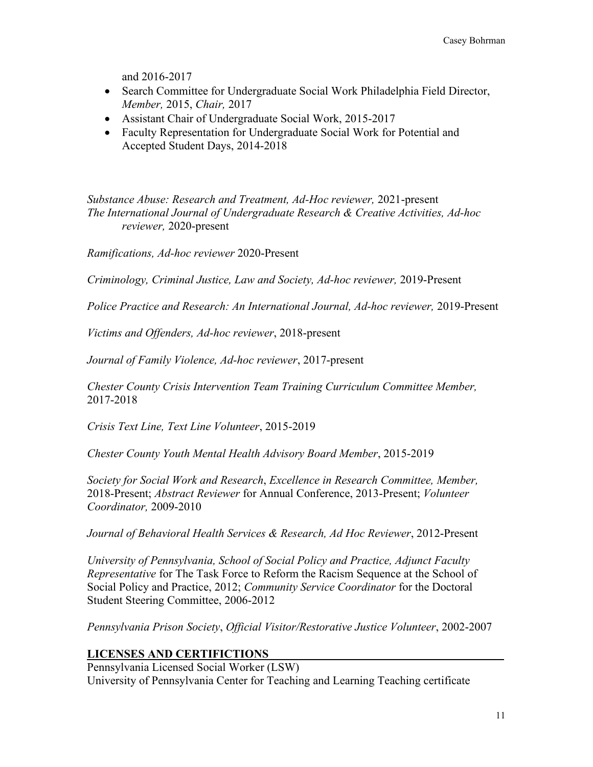and 2016-2017

- Search Committee for Undergraduate Social Work Philadelphia Field Director, *Member,* 2015, *Chair,* 2017
- Assistant Chair of Undergraduate Social Work, 2015-2017
- Faculty Representation for Undergraduate Social Work for Potential and Accepted Student Days, 2014-2018

*Substance Abuse: Research and Treatment, Ad-Hoc reviewer,* 2021-present
*The International Journal of Undergraduate Research & Creative Activities, Ad-hoc reviewer,* 2020-present

*Ramifications, Ad-hoc reviewer* 2020-Present

*Criminology, Criminal Justice, Law and Society, Ad-hoc reviewer,* 2019-Present

*Police Practice and Research: An International Journal, Ad-hoc reviewer,* 2019-Present

*Victims and Offenders, Ad-hoc reviewer*, 2018-present

*Journal of Family Violence, Ad-hoc reviewer*, 2017-present

*Chester County Crisis Intervention Team Training Curriculum Committee Member,* 2017-2018

*Crisis Text Line, Text Line Volunteer*, 2015-2019

*Chester County Youth Mental Health Advisory Board Member*, 2015-2019

*Society for Social Work and Research*, *Excellence in Research Committee, Member,* 2018-Present; *Abstract Reviewer* for Annual Conference, 2013-Present; *Volunteer Coordinator,* 2009-2010

*Journal of Behavioral Health Services & Research, Ad Hoc Reviewer*, 2012-Present

*University of Pennsylvania, School of Social Policy and Practice, Adjunct Faculty Representative* for The Task Force to Reform the Racism Sequence at the School of Social Policy and Practice, 2012; *Community Service Coordinator* for the Doctoral Student Steering Committee, 2006-2012

*Pennsylvania Prison Society*, *Official Visitor/Restorative Justice Volunteer*, 2002-2007

## LICENSES AND CERTIFICTIONS

Pennsylvania Licensed Social Worker (LSW)
University of Pennsylvania Center for Teaching and Learning Teaching certificate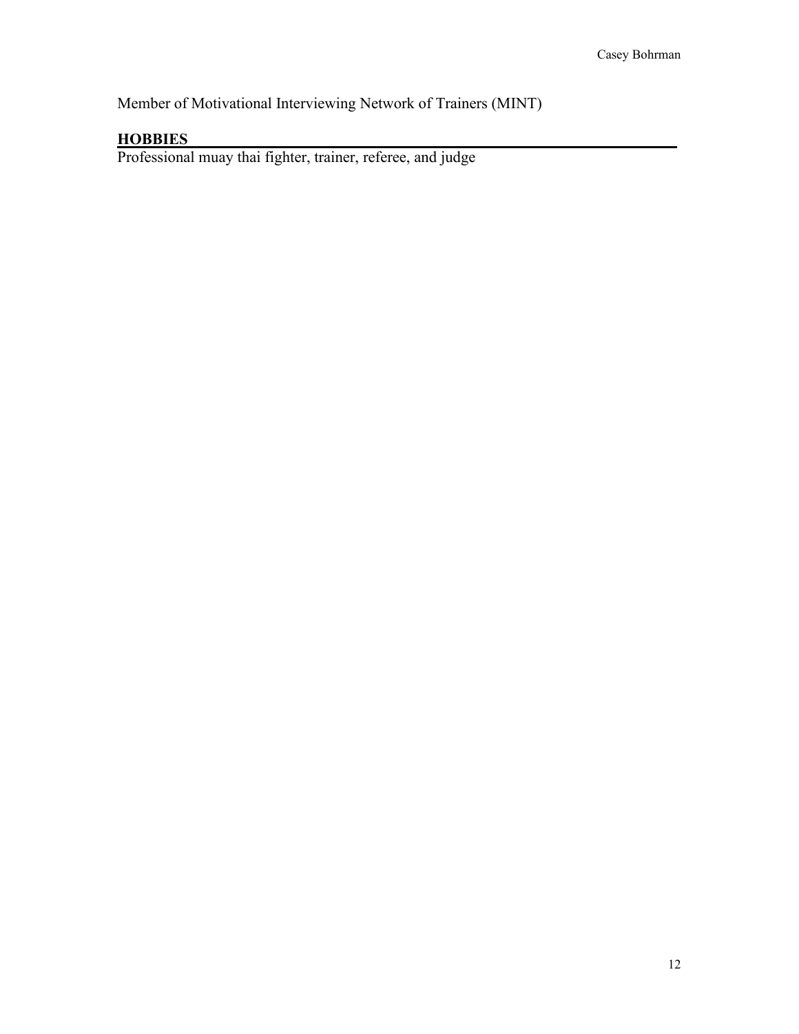Member of Motivational Interviewing Network of Trainers (MINT)

## HOBBIES

Professional muay thai fighter, trainer, referee, and judge